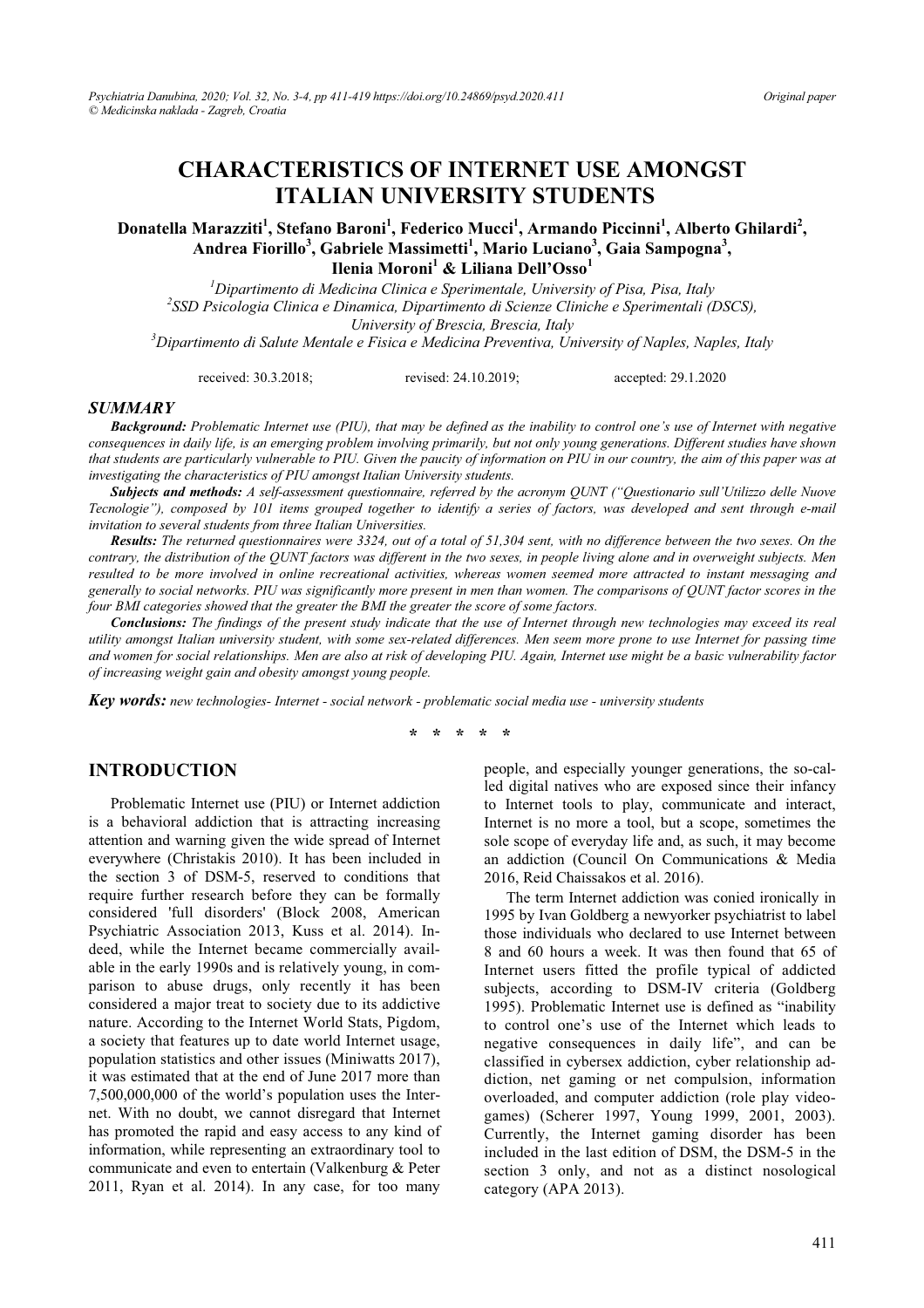# CHARACTERISTICS OF INTERNET USE AMONGST ITALIAN UNIVERSITY STUDENTS

**Donatella Marazziti[1], Stefano Baroni[1], Federico Mucci[1], Armando Piccinni[1], Alberto Ghilardi[2], Andrea Fiorillo[3], Gabriele Massimetti[1], Mario Luciano[3], Gaia Sampogna[3], Ilenia Moroni[1] & Liliana Dell'Osso[1]**

[1]Dipartimento di Medicina Clinica e Sperimentale, University of Pisa, Pisa, Italy
[2]SSD Psicologia Clinica e Dinamica, Dipartimento di Scienze Cliniche e Sperimentali (DSCS), University of Brescia, Brescia, Italy
[3]Dipartimento di Salute Mentale e Fisica e Medicina Preventiva, University of Naples, Naples, Italy

received: 30.3.2018; revised: 24.10.2019; accepted: 29.1.2020

## SUMMARY

***Background:*** *Problematic Internet use (PIU), that may be defined as the inability to control one's use of Internet with negative consequences in daily life, is an emerging problem involving primarily, but not only young generations. Different studies have shown that students are particularly vulnerable to PIU. Given the paucity of information on PIU in our country, the aim of this paper was at investigating the characteristics of PIU amongst Italian University students.*

***Subjects and methods:*** *A self-assessment questionnaire, referred by the acronym QUNT ("Questionario sull'Utilizzo delle Nuove Tecnologie"), composed by 101 items grouped together to identify a series of factors, was developed and sent through e-mail invitation to several students from three Italian Universities.*

***Results:*** *The returned questionnaires were 3324, out of a total of 51,304 sent, with no difference between the two sexes. On the contrary, the distribution of the QUNT factors was different in the two sexes, in people living alone and in overweight subjects. Men resulted to be more involved in online recreational activities, whereas women seemed more attracted to instant messaging and generally to social networks. PIU was significantly more present in men than women. The comparisons of QUNT factor scores in the four BMI categories showed that the greater the BMI the greater the score of some factors.*

***Conclusions:*** *The findings of the present study indicate that the use of Internet through new technologies may exceed its real utility amongst Italian university student, with some sex-related differences. Men seem more prone to use Internet for passing time and women for social relationships. Men are also at risk of developing PIU. Again, Internet use might be a basic vulnerability factor of increasing weight gain and obesity amongst young people.*

***Key words:*** *new technologies- Internet - social network - problematic social media use - university students*

\* \* \* \* \*

## INTRODUCTION

Problematic Internet use (PIU) or Internet addiction is a behavioral addiction that is attracting increasing attention and warning given the wide spread of Internet everywhere (Christakis 2010). It has been included in the section 3 of DSM-5, reserved to conditions that require further research before they can be formally considered 'full disorders' (Block 2008, American Psychiatric Association 2013, Kuss et al. 2014). Indeed, while the Internet became commercially available in the early 1990s and is relatively young, in comparison to abuse drugs, only recently it has been considered a major treat to society due to its addictive nature. According to the Internet World Stats, Pigdom, a society that features up to date world Internet usage, population statistics and other issues (Miniwatts 2017), it was estimated that at the end of June 2017 more than 7,500,000,000 of the world's population uses the Internet. With no doubt, we cannot disregard that Internet has promoted the rapid and easy access to any kind of information, while representing an extraordinary tool to communicate and even to entertain (Valkenburg & Peter 2011, Ryan et al. 2014). In any case, for too many people, and especially younger generations, the so-called digital natives who are exposed since their infancy to Internet tools to play, communicate and interact, Internet is no more a tool, but a scope, sometimes the sole scope of everyday life and, as such, it may become an addiction (Council On Communications & Media 2016, Reid Chaissakos et al. 2016).

The term Internet addiction was conied ironically in 1995 by Ivan Goldberg a newyorker psychiatrist to label those individuals who declared to use Internet between 8 and 60 hours a week. It was then found that 65 of Internet users fitted the profile typical of addicted subjects, according to DSM-IV criteria (Goldberg 1995). Problematic Internet use is defined as "inability to control one's use of the Internet which leads to negative consequences in daily life", and can be classified in cybersex addiction, cyber relationship addiction, net gaming or net compulsion, information overloaded, and computer addiction (role play videogames) (Scherer 1997, Young 1999, 2001, 2003). Currently, the Internet gaming disorder has been included in the last edition of DSM, the DSM-5 in the section 3 only, and not as a distinct nosological category (APA 2013).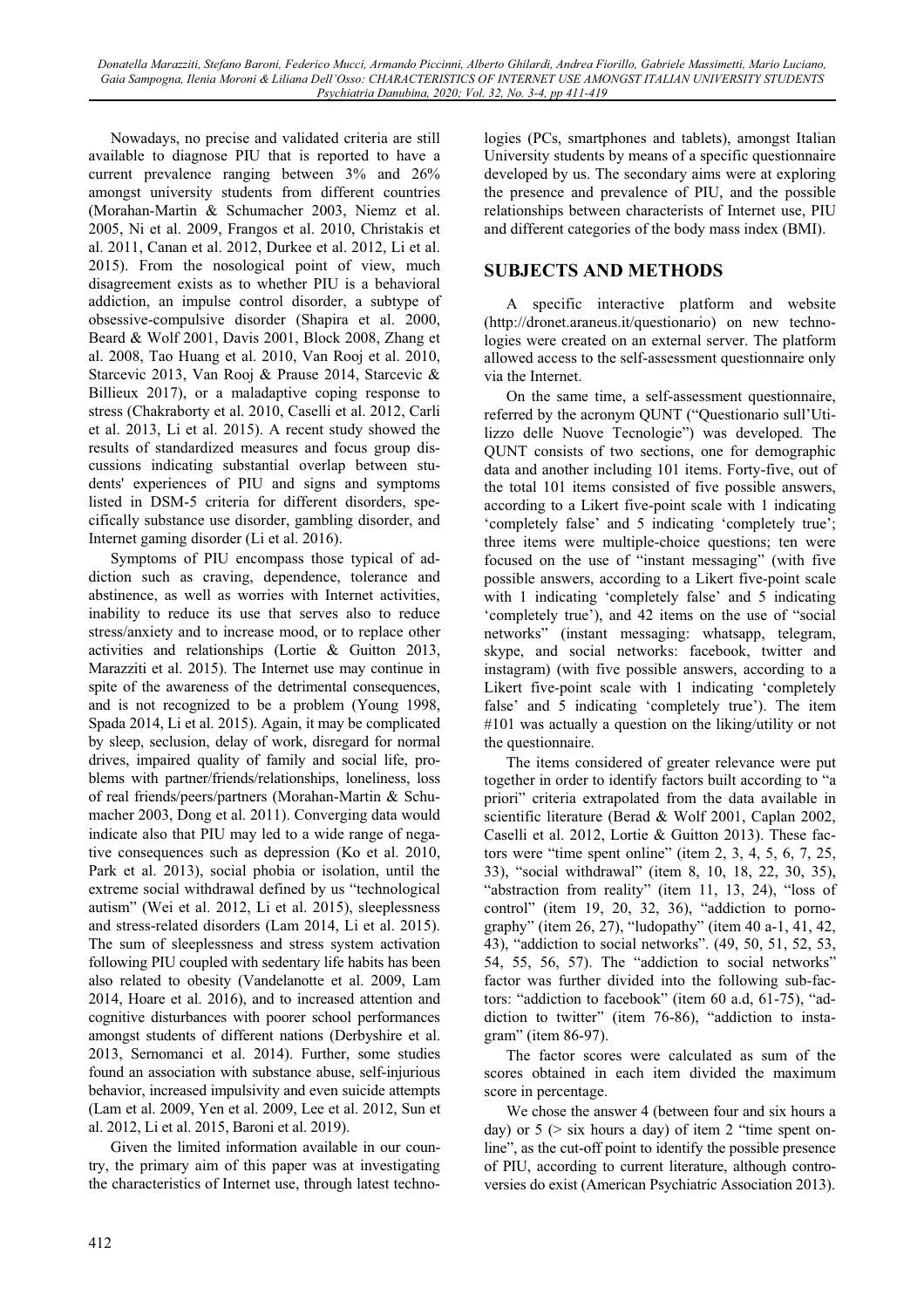Nowadays, no precise and validated criteria are still available to diagnose PIU that is reported to have a current prevalence ranging between 3% and 26% amongst university students from different countries (Morahan-Martin & Schumacher 2003, Niemz et al. 2005, Ni et al. 2009, Frangos et al. 2010, Christakis et al. 2011, Canan et al. 2012, Durkee et al. 2012, Li et al. 2015). From the nosological point of view, much disagreement exists as to whether PIU is a behavioral addiction, an impulse control disorder, a subtype of obsessive-compulsive disorder (Shapira et al. 2000, Beard & Wolf 2001, Davis 2001, Block 2008, Zhang et al. 2008, Tao Huang et al. 2010, Van Rooj et al. 2010, Starcevic 2013, Van Rooj & Prause 2014, Starcevic & Billieux 2017), or a maladaptive coping response to stress (Chakraborty et al. 2010, Caselli et al. 2012, Carli et al. 2013, Li et al. 2015). A recent study showed the results of standardized measures and focus group discussions indicating substantial overlap between students' experiences of PIU and signs and symptoms listed in DSM-5 criteria for different disorders, specifically substance use disorder, gambling disorder, and Internet gaming disorder (Li et al. 2016).

Symptoms of PIU encompass those typical of addiction such as craving, dependence, tolerance and abstinence, as well as worries with Internet activities, inability to reduce its use that serves also to reduce stress/anxiety and to increase mood, or to replace other activities and relationships (Lortie & Guitton 2013, Marazziti et al. 2015). The Internet use may continue in spite of the awareness of the detrimental consequences, and is not recognized to be a problem (Young 1998, Spada 2014, Li et al. 2015). Again, it may be complicated by sleep, seclusion, delay of work, disregard for normal drives, impaired quality of family and social life, problems with partner/friends/relationships, loneliness, loss of real friends/peers/partners (Morahan-Martin & Schumacher 2003, Dong et al. 2011). Converging data would indicate also that PIU may led to a wide range of negative consequences such as depression (Ko et al. 2010, Park et al. 2013), social phobia or isolation, until the extreme social withdrawal defined by us "technological autism" (Wei et al. 2012, Li et al. 2015), sleeplessness and stress-related disorders (Lam 2014, Li et al. 2015). The sum of sleeplessness and stress system activation following PIU coupled with sedentary life habits has been also related to obesity (Vandelanotte et al. 2009, Lam 2014, Hoare et al. 2016), and to increased attention and cognitive disturbances with poorer school performances amongst students of different nations (Derbyshire et al. 2013, Sernomanci et al. 2014). Further, some studies found an association with substance abuse, self-injurious behavior, increased impulsivity and even suicide attempts (Lam et al. 2009, Yen et al. 2009, Lee et al. 2012, Sun et al. 2012, Li et al. 2015, Baroni et al. 2019).

Given the limited information available in our country, the primary aim of this paper was at investigating the characteristics of Internet use, through latest technologies (PCs, smartphones and tablets), amongst Italian University students by means of a specific questionnaire developed by us. The secondary aims were at exploring the presence and prevalence of PIU, and the possible relationships between characterists of Internet use, PIU and different categories of the body mass index (BMI).

## SUBJECTS AND METHODS

A specific interactive platform and website (http://dronet.araneus.it/questionario) on new technologies were created on an external server. The platform allowed access to the self-assessment questionnaire only via the Internet.

On the same time, a self-assessment questionnaire, referred by the acronym QUNT ("Questionario sull'Utilizzo delle Nuove Tecnologie") was developed. The QUNT consists of two sections, one for demographic data and another including 101 items. Forty-five, out of the total 101 items consisted of five possible answers, according to a Likert five-point scale with 1 indicating 'completely false' and 5 indicating 'completely true'; three items were multiple-choice questions; ten were focused on the use of "instant messaging" (with five possible answers, according to a Likert five-point scale with 1 indicating 'completely false' and 5 indicating 'completely true'), and 42 items on the use of "social networks" (instant messaging: whatsapp, telegram, skype, and social networks: facebook, twitter and instagram) (with five possible answers, according to a Likert five-point scale with 1 indicating 'completely false' and 5 indicating 'completely true'). The item #101 was actually a question on the liking/utility or not the questionnaire.

The items considered of greater relevance were put together in order to identify factors built according to "a priori" criteria extrapolated from the data available in scientific literature (Berad & Wolf 2001, Caplan 2002, Caselli et al. 2012, Lortie & Guitton 2013). These factors were "time spent online" (item 2, 3, 4, 5, 6, 7, 25, 33), "social withdrawal" (item 8, 10, 18, 22, 30, 35), "abstraction from reality" (item 11, 13, 24), "loss of control" (item 19, 20, 32, 36), "addiction to pornography" (item 26, 27), "ludopathy" (item 40 a-1, 41, 42, 43), "addiction to social networks". (49, 50, 51, 52, 53, 54, 55, 56, 57). The "addiction to social networks" factor was further divided into the following sub-factors: "addiction to facebook" (item 60 a.d, 61-75), "addiction to twitter" (item 76-86), "addiction to instagram" (item 86-97).

The factor scores were calculated as sum of the scores obtained in each item divided the maximum score in percentage.

We chose the answer 4 (between four and six hours a day) or 5 (> six hours a day) of item 2 "time spent online", as the cut-off point to identify the possible presence of PIU, according to current literature, although controversies do exist (American Psychiatric Association 2013).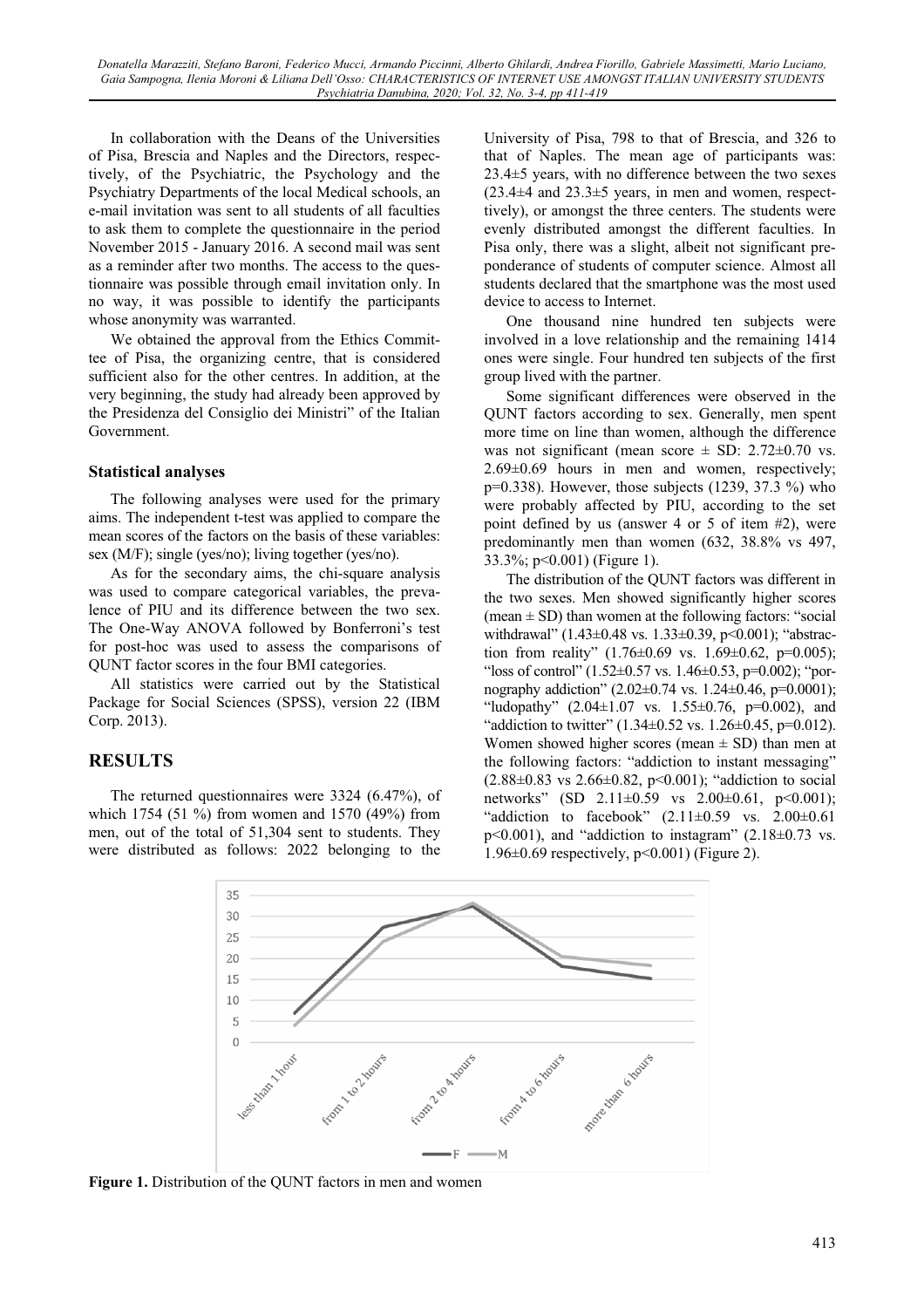In collaboration with the Deans of the Universities of Pisa, Brescia and Naples and the Directors, respectively, of the Psychiatric, the Psychology and the Psychiatry Departments of the local Medical schools, an e-mail invitation was sent to all students of all faculties to ask them to complete the questionnaire in the period November 2015 - January 2016. A second mail was sent as a reminder after two months. The access to the questionnaire was possible through email invitation only. In no way, it was possible to identify the participants whose anonymity was warranted.

We obtained the approval from the Ethics Committee of Pisa, the organizing centre, that is considered sufficient also for the other centres. In addition, at the very beginning, the study had already been approved by the Presidenza del Consiglio dei Ministri" of the Italian Government.

### Statistical analyses

The following analyses were used for the primary aims. The independent t-test was applied to compare the mean scores of the factors on the basis of these variables: sex (M/F); single (yes/no); living together (yes/no).

As for the secondary aims, the chi-square analysis was used to compare categorical variables, the prevalence of PIU and its difference between the two sex. The One-Way ANOVA followed by Bonferroni's test for post-hoc was used to assess the comparisons of QUNT factor scores in the four BMI categories.

All statistics were carried out by the Statistical Package for Social Sciences (SPSS), version 22 (IBM Corp. 2013).

## RESULTS

The returned questionnaires were 3324 (6.47%), of which 1754 (51 %) from women and 1570 (49%) from men, out of the total of 51,304 sent to students. They were distributed as follows: 2022 belonging to the University of Pisa, 798 to that of Brescia, and 326 to that of Naples. The mean age of participants was: 23.4±5 years, with no difference between the two sexes (23.4±4 and 23.3±5 years, in men and women, respectively), or amongst the three centers. The students were evenly distributed amongst the different faculties. In Pisa only, there was a slight, albeit not significant preponderance of students of computer science. Almost all students declared that the smartphone was the most used device to access to Internet.

One thousand nine hundred ten subjects were involved in a love relationship and the remaining 1414 ones were single. Four hundred ten subjects of the first group lived with the partner.

Some significant differences were observed in the QUNT factors according to sex. Generally, men spent more time on line than women, although the difference was not significant (mean score ± SD: 2.72±0.70 vs. 2.69±0.69 hours in men and women, respectively; p=0.338). However, those subjects (1239, 37.3 %) who were probably affected by PIU, according to the set point defined by us (answer 4 or 5 of item #2), were predominantly men than women (632, 38.8% vs 497, 33.3%; p<0.001) (Figure 1).

The distribution of the QUNT factors was different in the two sexes. Men showed significantly higher scores (mean ± SD) than women at the following factors: "social withdrawal" (1.43±0.48 vs. 1.33±0.39, p<0.001); "abstraction from reality" (1.76±0.69 vs. 1.69±0.62, p=0.005); "loss of control" (1.52±0.57 vs. 1.46±0.53, p=0.002); "pornography addiction" (2.02±0.74 vs. 1.24±0.46, p=0.0001); "ludopathy" (2.04±1.07 vs. 1.55±0.76, p=0.002), and "addiction to twitter" (1.34±0.52 vs. 1.26±0.45, p=0.012). Women showed higher scores (mean ± SD) than men at the following factors: "addiction to instant messaging" (2.88±0.83 vs 2.66±0.82, p<0.001); "addiction to social networks" (SD 2.11±0.59 vs 2.00±0.61, p<0.001); "addiction to facebook" (2.11±0.59 vs. 2.00±0.61 p<0.001), and "addiction to instagram" (2.18±0.73 vs. 1.96±0.69 respectively, p<0.001) (Figure 2).

**Figure 1.** Distribution of the QUNT factors in men and women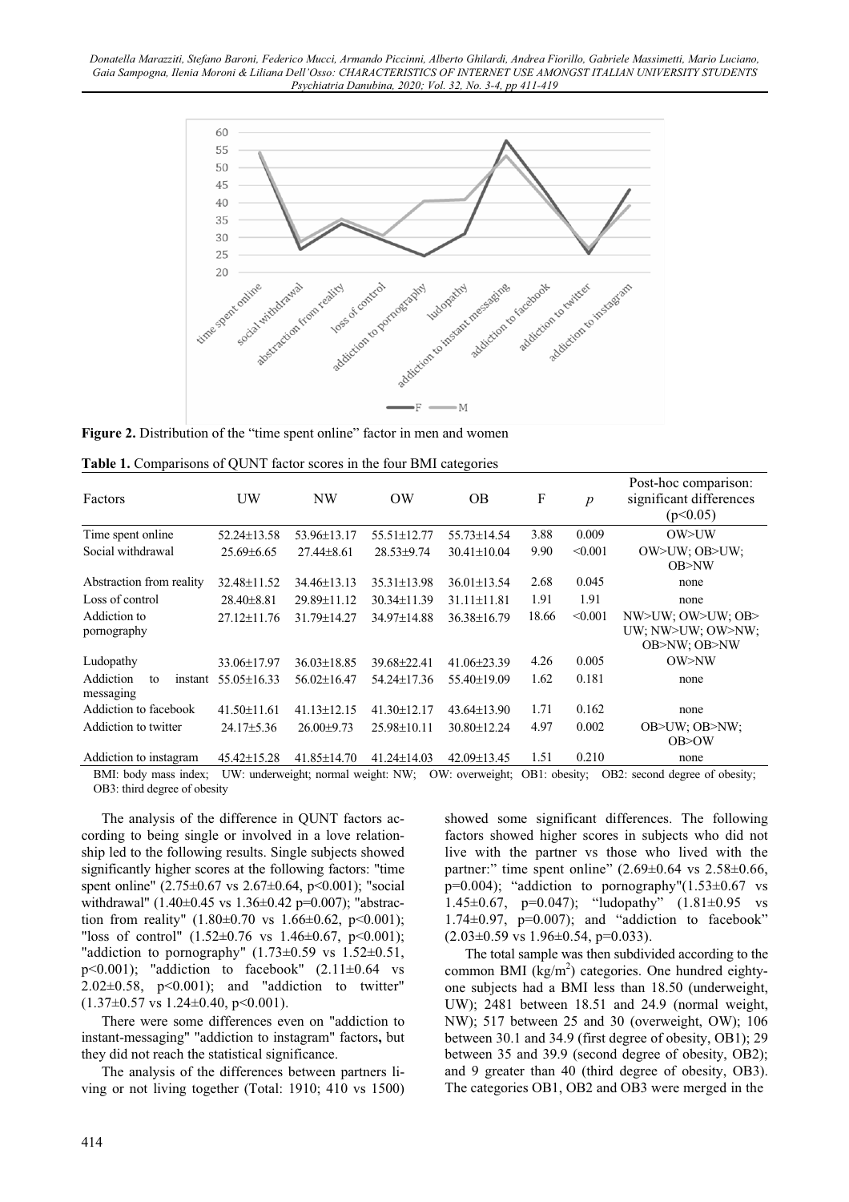**Figure 2.** Distribution of the "time spent online" factor in men and women

**Table 1.** Comparisons of QUNT factor scores in the four BMI categories

| Factors | UW | NW | OW | OB | F | *p* | Post-hoc comparison: significant differences (p<0.05) |
|---|---|---|---|---|---|---|---|
| Time spent online | 52.24±13.58 | 53.96±13.17 | 55.51±12.77 | 55.73±14.54 | 3.88 | 0.009 | OW>UW |
| Social withdrawal | 25.69±6.65 | 27.44±8.61 | 28.53±9.74 | 30.41±10.04 | 9.90 | <0.001 | OW>UW; OB>UW; OB>NW |
| Abstraction from reality | 32.48±11.52 | 34.46±13.13 | 35.31±13.98 | 36.01±13.54 | 2.68 | 0.045 | none |
| Loss of control | 28.40±8.81 | 29.89±11.12 | 30.34±11.39 | 31.11±11.81 | 1.91 | 1.91 | none |
| Addiction to pornography | 27.12±11.76 | 31.79±14.27 | 34.97±14.88 | 36.38±16.79 | 18.66 | <0.001 | NW>UW; OW>UW; OB> UW; NW>UW; OW>NW; OB>NW; OB>NW |
| Ludopathy | 33.06±17.97 | 36.03±18.85 | 39.68±22.41 | 41.06±23.39 | 4.26 | 0.005 | OW>NW |
| Addiction to instant messaging | 55.05±16.33 | 56.02±16.47 | 54.24±17.36 | 55.40±19.09 | 1.62 | 0.181 | none |
| Addiction to facebook | 41.50±11.61 | 41.13±12.15 | 41.30±12.17 | 43.64±13.90 | 1.71 | 0.162 | none |
| Addiction to twitter | 24.17±5.36 | 26.00±9.73 | 25.98±10.11 | 30.80±12.24 | 4.97 | 0.002 | OB>UW; OB>NW; OB>OW |
| Addiction to instagram | 45.42±15.28 | 41.85±14.70 | 41.24±14.03 | 42.09±13.45 | 1.51 | 0.210 | none |

BMI: body mass index; UW: underweight; normal weight: NW; OW: overweight; OB1: obesity; OB2: second degree of obesity; OB3: third degree of obesity

The analysis of the difference in QUNT factors according to being single or involved in a love relationship led to the following results. Single subjects showed significantly higher scores at the following factors: "time spent online" (2.75±0.67 vs 2.67±0.64, p<0.001); "social withdrawal" (1.40±0.45 vs 1.36±0.42 p=0.007); "abstraction from reality" (1.80±0.70 vs 1.66±0.62, p<0.001); "loss of control" (1.52±0.76 vs 1.46±0.67, p<0.001); "addiction to pornography" (1.73±0.59 vs 1.52±0.51, p<0.001); "addiction to facebook" (2.11±0.64 vs 2.02±0.58, p<0.001); and "addiction to twitter" (1.37±0.57 vs 1.24±0.40, p<0.001).

There were some differences even on "addiction to instant-messaging" "addiction to instagram" factors**,** but they did not reach the statistical significance.

The analysis of the differences between partners living or not living together (Total: 1910; 410 vs 1500) showed some significant differences. The following factors showed higher scores in subjects who did not live with the partner vs those who lived with the partner:" time spent online" (2.69±0.64 vs 2.58±0.66, p=0.004); "addiction to pornography"(1.53±0.67 vs 1.45±0.67, p=0.047); "ludopathy" (1.81±0.95 vs 1.74±0.97, p=0.007); and "addiction to facebook" (2.03±0.59 vs 1.96±0.54, p=0.033).

The total sample was then subdivided according to the common BMI (kg/m$^2$) categories. One hundred eighty-one subjects had a BMI less than 18.50 (underweight, UW); 2481 between 18.51 and 24.9 (normal weight, NW); 517 between 25 and 30 (overweight, OW); 106 between 30.1 and 34.9 (first degree of obesity, OB1); 29 between 35 and 39.9 (second degree of obesity, OB2); and 9 greater than 40 (third degree of obesity, OB3). The categories OB1, OB2 and OB3 were merged in the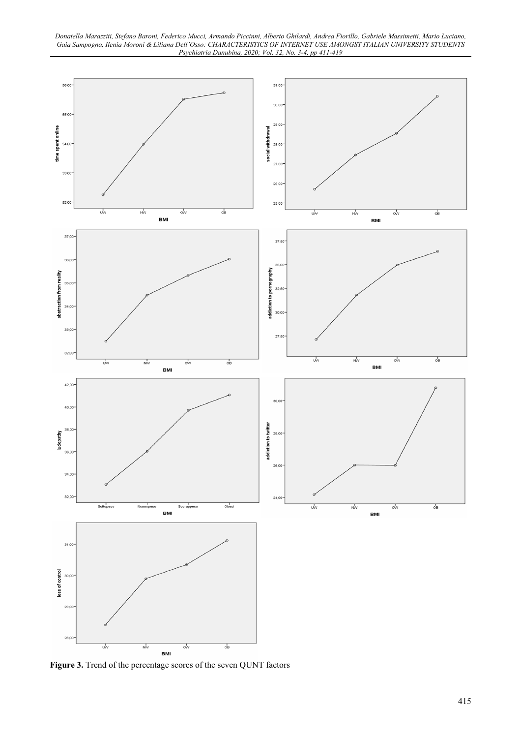Figure 3. Trend of the percentage scores of the seven QUNT factors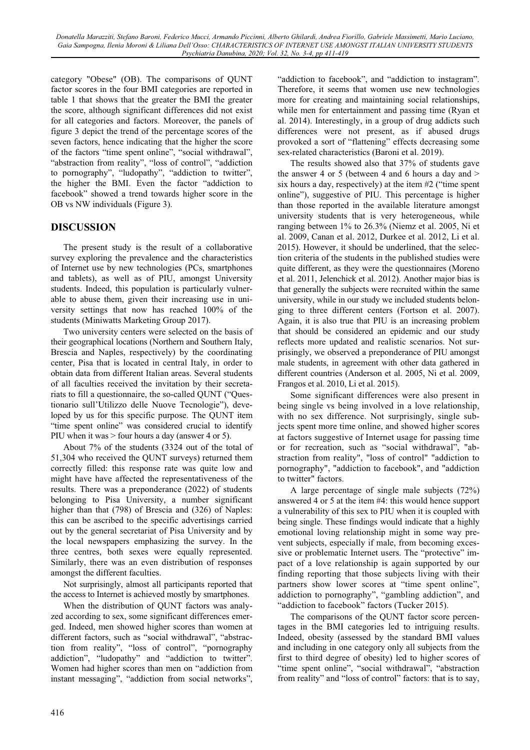category "Obese" (OB). The comparisons of QUNT factor scores in the four BMI categories are reported in table 1 that shows that the greater the BMI the greater the score, although significant differences did not exist for all categories and factors. Moreover, the panels of figure 3 depict the trend of the percentage scores of the seven factors, hence indicating that the higher the score of the factors "time spent online", "social withdrawal", "abstraction from reality", "loss of control", "addiction to pornography", "ludopathy", "addiction to twitter", the higher the BMI. Even the factor "addiction to facebook" showed a trend towards higher score in the OB vs NW individuals (Figure 3).

## DISCUSSION

The present study is the result of a collaborative survey exploring the prevalence and the characteristics of Internet use by new technologies (PCs, smartphones and tablets), as well as of PIU, amongst University students. Indeed, this population is particularly vulnerable to abuse them, given their increasing use in university settings that now has reached 100% of the students (Miniwatts Marketing Group 2017).

Two university centers were selected on the basis of their geographical locations (Northern and Southern Italy, Brescia and Naples, respectively) by the coordinating center, Pisa that is located in central Italy, in order to obtain data from different Italian areas. Several students of all faculties received the invitation by their secretariats to fill a questionnaire, the so-called QUNT ("Questionario sull'Utilizzo delle Nuove Tecnologie"), developed by us for this specific purpose. The QUNT item "time spent online" was considered crucial to identify PIU when it was > four hours a day (answer 4 or 5).

About 7% of the students (3324 out of the total of 51,304 who received the QUNT surveys) returned them correctly filled: this response rate was quite low and might have have affected the representativeness of the results. There was a preponderance (2022) of students belonging to Pisa University, a number significant higher than that (798) of Brescia and (326) of Naples: this can be ascribed to the specific advertisings carried out by the general secretariat of Pisa University and by the local newspapers emphasizing the survey. In the three centres, both sexes were equally represented. Similarly, there was an even distribution of responses amongst the different faculties.

Not surprisingly, almost all participants reported that the access to Internet is achieved mostly by smartphones.

When the distribution of QUNT factors was analyzed according to sex, some significant differences emerged. Indeed, men showed higher scores than women at different factors, such as "social withdrawal", "abstraction from reality", "loss of control", "pornography addiction", "ludopathy" and "addiction to twitter". Women had higher scores than men on "addiction from instant messaging", "addiction from social networks", "addiction to facebook", and "addiction to instagram". Therefore, it seems that women use new technologies more for creating and maintaining social relationships, while men for entertainment and passing time (Ryan et al. 2014). Interestingly, in a group of drug addicts such differences were not present, as if abused drugs provoked a sort of "flattening" effects decreasing some sex-related characteristics (Baroni et al. 2019).

The results showed also that 37% of students gave the answer 4 or 5 (between 4 and 6 hours a day and > six hours a day, respectively) at the item #2 ("time spent online"), suggestive of PIU. This percentage is higher than those reported in the available literature amongst university students that is very heterogeneous, while ranging between 1% to 26.3% (Niemz et al. 2005, Ni et al. 2009, Canan et al. 2012, Durkee et al. 2012, Li et al. 2015). However, it should be underlined, that the selection criteria of the students in the published studies were quite different, as they were the questionnaires (Moreno et al. 2011, Jelenchick et al. 2012). Another major bias is that generally the subjects were recruited within the same university, while in our study we included students belonging to three different centers (Fortson et al. 2007). Again, it is also true that PIU is an increasing problem that should be considered an epidemic and our study reflects more updated and realistic scenarios. Not surprisingly, we observed a preponderance of PIU amongst male students, in agreement with other data gathered in different countries (Anderson et al. 2005, Ni et al. 2009, Frangos et al. 2010, Li et al. 2015).

Some significant differences were also present in being single vs being involved in a love relationship, with no sex difference. Not surprisingly, single subjects spent more time online, and showed higher scores at factors suggestive of Internet usage for passing time or for recreation, such as "social withdrawal", "abstraction from reality", "loss of control" "addiction to pornography", "addiction to facebook", and "addiction to twitter" factors.

A large percentage of single male subjects (72%) answered 4 or 5 at the item #4: this would hence support a vulnerability of this sex to PIU when it is coupled with being single. These findings would indicate that a highly emotional loving relationship might in some way prevent subjects, especially if male, from becoming excessive or problematic Internet users. The "protective" impact of a love relationship is again supported by our finding reporting that those subjects living with their partners show lower scores at "time spent online", addiction to pornography", "gambling addiction", and "addiction to facebook" factors (Tucker 2015).

The comparisons of the QUNT factor score percentages in the BMI categories led to intriguing results. Indeed, obesity (assessed by the standard BMI values and including in one category only all subjects from the first to third degree of obesity) led to higher scores of "time spent online", "social withdrawal", "abstraction from reality" and "loss of control" factors: that is to say,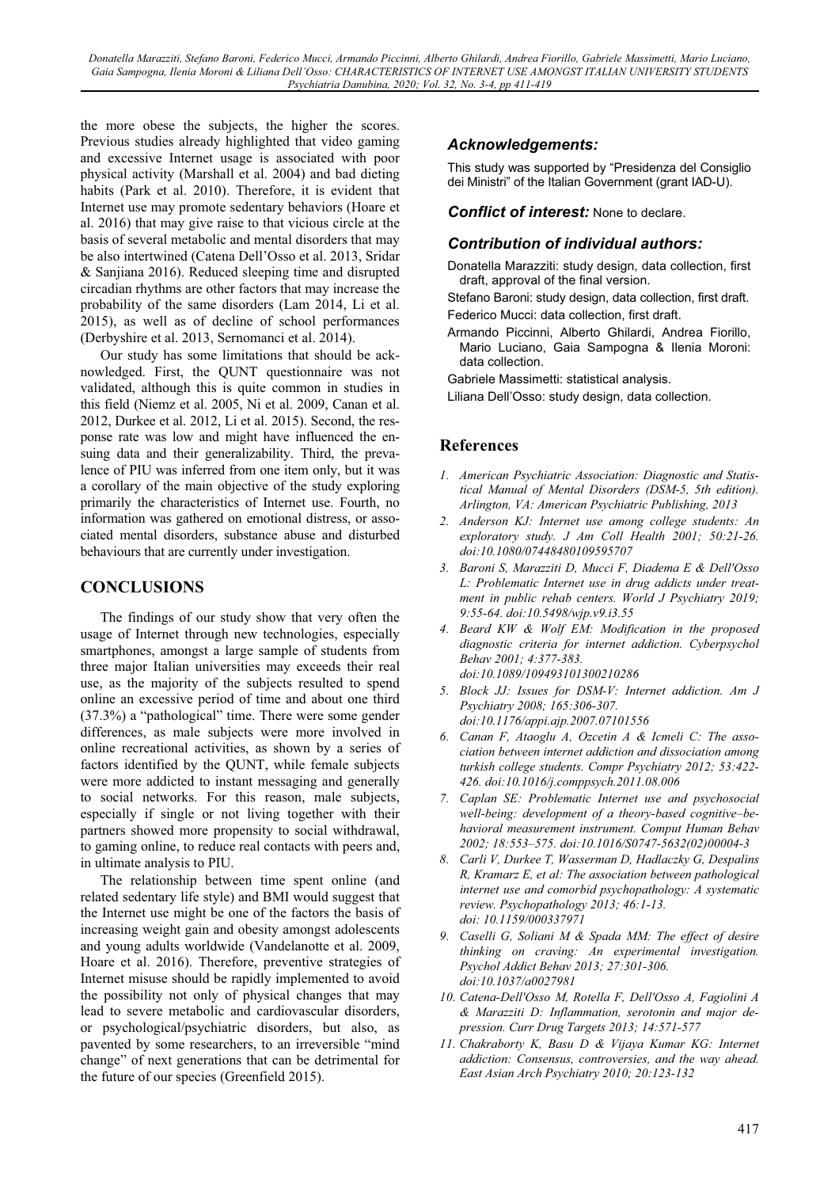the more obese the subjects, the higher the scores. Previous studies already highlighted that video gaming and excessive Internet usage is associated with poor physical activity (Marshall et al. 2004) and bad dieting habits (Park et al. 2010). Therefore, it is evident that Internet use may promote sedentary behaviors (Hoare et al. 2016) that may give raise to that vicious circle at the basis of several metabolic and mental disorders that may be also intertwined (Catena Dell'Osso et al. 2013, Sridar & Sanjiana 2016). Reduced sleeping time and disrupted circadian rhythms are other factors that may increase the probability of the same disorders (Lam 2014, Li et al. 2015), as well as of decline of school performances (Derbyshire et al. 2013, Sernomanci et al. 2014).

Our study has some limitations that should be acknowledged. First, the QUNT questionnaire was not validated, although this is quite common in studies in this field (Niemz et al. 2005, Ni et al. 2009, Canan et al. 2012, Durkee et al. 2012, Li et al. 2015). Second, the response rate was low and might have influenced the ensuing data and their generalizability. Third, the prevalence of PIU was inferred from one item only, but it was a corollary of the main objective of the study exploring primarily the characteristics of Internet use. Fourth, no information was gathered on emotional distress, or associated mental disorders, substance abuse and disturbed behaviours that are currently under investigation.

## CONCLUSIONS

The findings of our study show that very often the usage of Internet through new technologies, especially smartphones, amongst a large sample of students from three major Italian universities may exceeds their real use, as the majority of the subjects resulted to spend online an excessive period of time and about one third (37.3%) a "pathological" time. There were some gender differences, as male subjects were more involved in online recreational activities, as shown by a series of factors identified by the QUNT, while female subjects were more addicted to instant messaging and generally to social networks. For this reason, male subjects, especially if single or not living together with their partners showed more propensity to social withdrawal, to gaming online, to reduce real contacts with peers and, in ultimate analysis to PIU.

The relationship between time spent online (and related sedentary life style) and BMI would suggest that the Internet use might be one of the factors the basis of increasing weight gain and obesity amongst adolescents and young adults worldwide (Vandelanotte et al. 2009, Hoare et al. 2016). Therefore, preventive strategies of Internet misuse should be rapidly implemented to avoid the possibility not only of physical changes that may lead to severe metabolic and cardiovascular disorders, or psychological/psychiatric disorders, but also, as pavented by some researchers, to an irreversible "mind change" of next generations that can be detrimental for the future of our species (Greenfield 2015).

### *Acknowledgements:*

This study was supported by "Presidenza del Consiglio dei Ministri" of the Italian Government (grant IAD-U).

***Conflict of interest:*** None to declare.

### *Contribution of individual authors:*

Donatella Marazziti: study design, data collection, first draft, approval of the final version.

Stefano Baroni: study design, data collection, first draft.

Federico Mucci: data collection, first draft.

Armando Piccinni, Alberto Ghilardi, Andrea Fiorillo, Mario Luciano, Gaia Sampogna & Ilenia Moroni: data collection.

Gabriele Massimetti: statistical analysis.

Liliana Dell'Osso: study design, data collection.

## References

1. *American Psychiatric Association: Diagnostic and Statistical Manual of Mental Disorders (DSM-5, 5th edition). Arlington, VA: American Psychiatric Publishing, 2013*
2. *Anderson KJ: Internet use among college students: An exploratory study. J Am Coll Health 2001; 50:21-26. doi:10.1080/07448480109595707*
3. *Baroni S, Marazziti D, Mucci F, Diadema E & Dell'Osso L: Problematic Internet use in drug addicts under treatment in public rehab centers. World J Psychiatry 2019; 9:55-64. doi:10.5498/wjp.v9.i3.55*
4. *Beard KW & Wolf EM: Modification in the proposed diagnostic criteria for internet addiction. Cyberpsychol Behav 2001; 4:377-383. doi:10.1089/109493101300210286*
5. *Block JJ: Issues for DSM-V: Internet addiction. Am J Psychiatry 2008; 165:306-307. doi:10.1176/appi.ajp.2007.07101556*
6. *Canan F, Ataoglu A, Ozcetin A & Icmeli C: The association between internet addiction and dissociation among turkish college students. Compr Psychiatry 2012; 53:422-426. doi:10.1016/j.comppsych.2011.08.006*
7. *Caplan SE: Problematic Internet use and psychosocial well-being: development of a theory-based cognitive–behavioral measurement instrument. Comput Human Behav 2002; 18:553–575. doi:10.1016/S0747-5632(02)00004-3*
8. *Carli V, Durkee T, Wasserman D, Hadlaczky G, Despalins R, Kramarz E, et al: The association between pathological internet use and comorbid psychopathology: A systematic review. Psychopathology 2013; 46:1-13. doi: 10.1159/000337971*
9. *Caselli G, Soliani M & Spada MM: The effect of desire thinking on craving: An experimental investigation. Psychol Addict Behav 2013; 27:301-306. doi:10.1037/a0027981*
10. *Catena-Dell'Osso M, Rotella F, Dell'Osso A, Fagiolini A & Marazziti D: Inflammation, serotonin and major depression. Curr Drug Targets 2013; 14:571-577*
11. *Chakraborty K, Basu D & Vijaya Kumar KG: Internet addiction: Consensus, controversies, and the way ahead. East Asian Arch Psychiatry 2010; 20:123-132*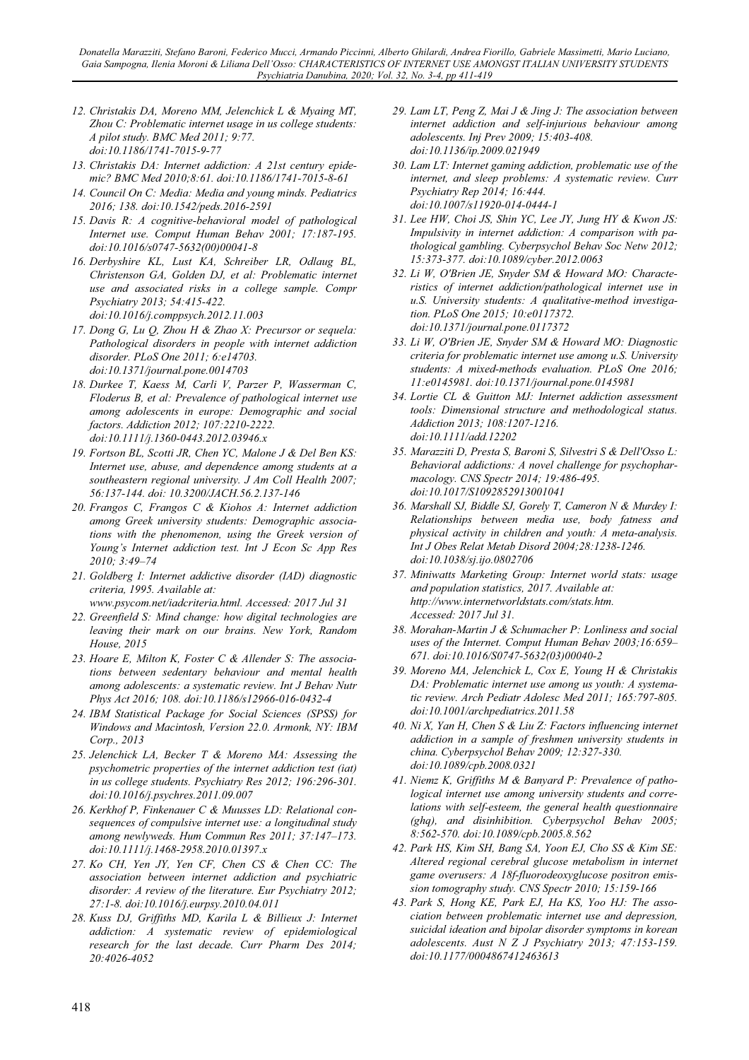12. Christakis DA, Moreno MM, Jelenchick L & Myaing MT, Zhou C: Problematic internet usage in us college students: A pilot study. BMC Med 2011; 9:77. doi:10.1186/1741-7015-9-77
13. Christakis DA: Internet addiction: A 21st century epidemic? BMC Med 2010;8:61. doi:10.1186/1741-7015-8-61
14. Council On C: Media: Media and young minds. Pediatrics 2016; 138. doi:10.1542/peds.2016-2591
15. Davis R: A cognitive-behavioral model of pathological Internet use. Comput Human Behav 2001; 17:187-195. doi:10.1016/s0747-5632(00)00041-8
16. Derbyshire KL, Lust KA, Schreiber LR, Odlaug BL, Christenson GA, Golden DJ, et al: Problematic internet use and associated risks in a college sample. Compr Psychiatry 2013; 54:415-422. doi:10.1016/j.comppsych.2012.11.003
17. Dong G, Lu Q, Zhou H & Zhao X: Precursor or sequela: Pathological disorders in people with internet addiction disorder. PLoS One 2011; 6:e14703. doi:10.1371/journal.pone.0014703
18. Durkee T, Kaess M, Carli V, Parzer P, Wasserman C, Floderus B, et al: Prevalence of pathological internet use among adolescents in europe: Demographic and social factors. Addiction 2012; 107:2210-2222. doi:10.1111/j.1360-0443.2012.03946.x
19. Fortson BL, Scotti JR, Chen YC, Malone J & Del Ben KS: Internet use, abuse, and dependence among students at a southeastern regional university. J Am Coll Health 2007; 56:137-144. doi: 10.3200/JACH.56.2.137-146
20. Frangos C, Frangos C & Kiohos A: Internet addiction among Greek university students: Demographic associations with the phenomenon, using the Greek version of Young's Internet addiction test. Int J Econ Sc App Res 2010; 3:49–74
21. Goldberg I: Internet addictive disorder (IAD) diagnostic criteria, 1995. Available at: www.psycom.net/iadcriteria.html. Accessed: 2017 Jul 31
22. Greenfield S: Mind change: how digital technologies are leaving their mark on our brains. New York, Random House, 2015
23. Hoare E, Milton K, Foster C & Allender S: The associations between sedentary behaviour and mental health among adolescents: a systematic review. Int J Behav Nutr Phys Act 2016; 108. doi:10.1186/s12966-016-0432-4
24. IBM Statistical Package for Social Sciences (SPSS) for Windows and Macintosh, Version 22.0. Armonk, NY: IBM Corp., 2013
25. Jelenchick LA, Becker T & Moreno MA: Assessing the psychometric properties of the internet addiction test (iat) in us college students. Psychiatry Res 2012; 196:296-301. doi:10.1016/j.psychres.2011.09.007
26. Kerkhof P, Finkenauer C & Muusses LD: Relational consequences of compulsive internet use: a longitudinal study among newlyweds. Hum Commun Res 2011; 37:147–173. doi:10.1111/j.1468-2958.2010.01397.x
27. Ko CH, Yen JY, Yen CF, Chen CS & Chen CC: The association between internet addiction and psychiatric disorder: A review of the literature. Eur Psychiatry 2012; 27:1-8. doi:10.1016/j.eurpsy.2010.04.011
28. Kuss DJ, Griffiths MD, Karila L & Billieux J: Internet addiction: A systematic review of epidemiological research for the last decade. Curr Pharm Des 2014; 20:4026-4052
29. Lam LT, Peng Z, Mai J & Jing J: The association between internet addiction and self-injurious behaviour among adolescents. Inj Prev 2009; 15:403-408. doi:10.1136/ip.2009.021949
30. Lam LT: Internet gaming addiction, problematic use of the internet, and sleep problems: A systematic review. Curr Psychiatry Rep 2014; 16:444. doi:10.1007/s11920-014-0444-1
31. Lee HW, Choi JS, Shin YC, Lee JY, Jung HY & Kwon JS: Impulsivity in internet addiction: A comparison with pathological gambling. Cyberpsychol Behav Soc Netw 2012; 15:373-377. doi:10.1089/cyber.2012.0063
32. Li W, O'Brien JE, Snyder SM & Howard MO: Characteristics of internet addiction/pathological internet use in u.S. University students: A qualitative-method investigation. PLoS One 2015; 10:e0117372. doi:10.1371/journal.pone.0117372
33. Li W, O'Brien JE, Snyder SM & Howard MO: Diagnostic criteria for problematic internet use among u.S. University students: A mixed-methods evaluation. PLoS One 2016; 11:e0145981. doi:10.1371/journal.pone.0145981
34. Lortie CL & Guitton MJ: Internet addiction assessment tools: Dimensional structure and methodological status. Addiction 2013; 108:1207-1216. doi:10.1111/add.12202
35. Marazziti D, Presta S, Baroni S, Silvestri S & Dell'Osso L: Behavioral addictions: A novel challenge for psychopharmacology. CNS Spectr 2014; 19:486-495. doi:10.1017/S1092852913001041
36. Marshall SJ, Biddle SJ, Gorely T, Cameron N & Murdey I: Relationships between media use, body fatness and physical activity in children and youth: A meta-analysis. Int J Obes Relat Metab Disord 2004;28:1238-1246. doi:10.1038/sj.ijo.0802706
37. Miniwatts Marketing Group: Internet world stats: usage and population statistics, 2017. Available at: http://www.internetworldstats.com/stats.htm. Accessed: 2017 Jul 31.
38. Morahan-Martin J & Schumacher P: Lonliness and social uses of the Internet. Comput Human Behav 2003;16:659–671. doi:10.1016/S0747-5632(03)00040-2
39. Moreno MA, Jelenchick L, Cox E, Young H & Christakis DA: Problematic internet use among us youth: A systematic review. Arch Pediatr Adolesc Med 2011; 165:797-805. doi:10.1001/archpediatrics.2011.58
40. Ni X, Yan H, Chen S & Liu Z: Factors influencing internet addiction in a sample of freshmen university students in china. Cyberpsychol Behav 2009; 12:327-330. doi:10.1089/cpb.2008.0321
41. Niemz K, Griffiths M & Banyard P: Prevalence of pathological internet use among university students and correlations with self-esteem, the general health questionnaire (ghq), and disinhibition. Cyberpsychol Behav 2005; 8:562-570. doi:10.1089/cpb.2005.8.562
42. Park HS, Kim SH, Bang SA, Yoon EJ, Cho SS & Kim SE: Altered regional cerebral glucose metabolism in internet game overusers: A 18f-fluorodeoxyglucose positron emission tomography study. CNS Spectr 2010; 15:159-166
43. Park S, Hong KE, Park EJ, Ha KS, Yoo HJ: The association between problematic internet use and depression, suicidal ideation and bipolar disorder symptoms in korean adolescents. Aust N Z J Psychiatry 2013; 47:153-159. doi:10.1177/0004867412463613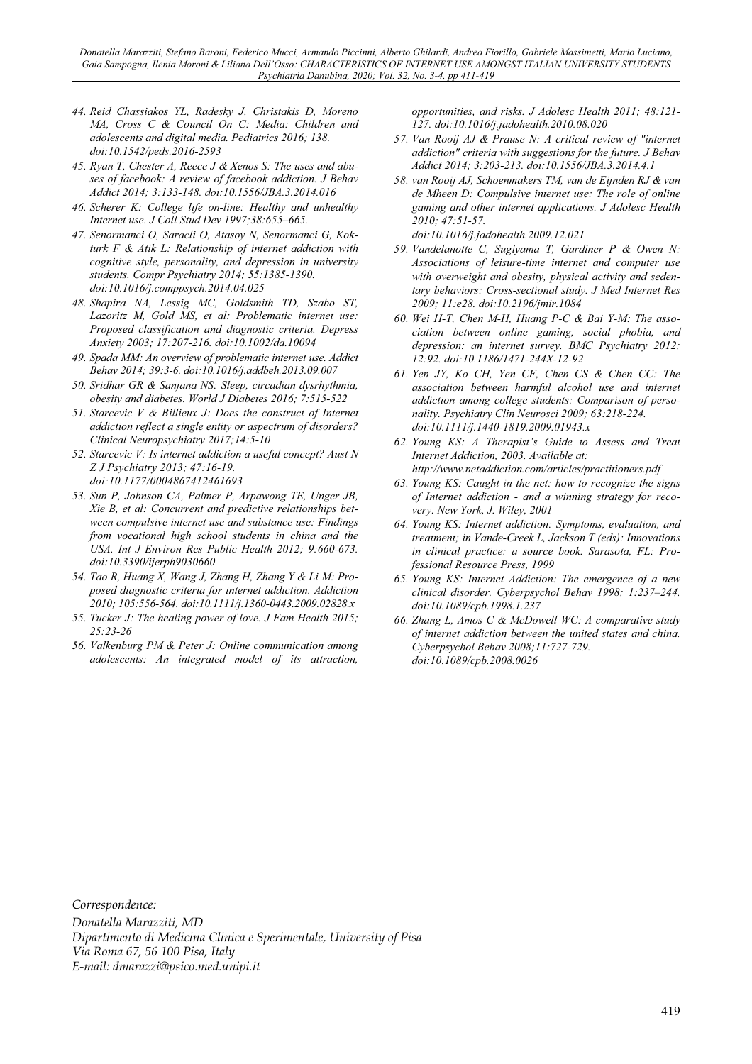44. *Reid Chassiakos YL, Radesky J, Christakis D, Moreno MA, Cross C & Council On C: Media: Children and adolescents and digital media. Pediatrics 2016; 138. doi:10.1542/peds.2016-2593*
45. *Ryan T, Chester A, Reece J & Xenos S: The uses and abuses of facebook: A review of facebook addiction. J Behav Addict 2014; 3:133-148. doi:10.1556/JBA.3.2014.016*
46. *Scherer K: College life on-line: Healthy and unhealthy Internet use. J Coll Stud Dev 1997;38:655–665.*
47. *Senormanci O, Saracli O, Atasoy N, Senormanci G, Kokturk F & Atik L: Relationship of internet addiction with cognitive style, personality, and depression in university students. Compr Psychiatry 2014; 55:1385-1390. doi:10.1016/j.comppsych.2014.04.025*
48. *Shapira NA, Lessig MC, Goldsmith TD, Szabo ST, Lazoritz M, Gold MS, et al: Problematic internet use: Proposed classification and diagnostic criteria. Depress Anxiety 2003; 17:207-216. doi:10.1002/da.10094*
49. *Spada MM: An overview of problematic internet use. Addict Behav 2014; 39:3-6. doi:10.1016/j.addbeh.2013.09.007*
50. *Sridhar GR & Sanjana NS: Sleep, circadian dysrhythmia, obesity and diabetes. World J Diabetes 2016; 7:515-522*
51. *Starcevic V & Billieux J: Does the construct of Internet addiction reflect a single entity or aspectrum of disorders? Clinical Neuropsychiatry 2017;14:5-10*
52. *Starcevic V: Is internet addiction a useful concept? Aust N Z J Psychiatry 2013; 47:16-19. doi:10.1177/0004867412461693*
53. *Sun P, Johnson CA, Palmer P, Arpawong TE, Unger JB, Xie B, et al: Concurrent and predictive relationships between compulsive internet use and substance use: Findings from vocational high school students in china and the USA. Int J Environ Res Public Health 2012; 9:660-673. doi:10.3390/ijerph9030660*
54. *Tao R, Huang X, Wang J, Zhang H, Zhang Y & Li M: Proposed diagnostic criteria for internet addiction. Addiction 2010; 105:556-564. doi:10.1111/j.1360-0443.2009.02828.x*
55. *Tucker J: The healing power of love. J Fam Health 2015; 25:23-26*
56. *Valkenburg PM & Peter J: Online communication among adolescents: An integrated model of its attraction, opportunities, and risks. J Adolesc Health 2011; 48:121-127. doi:10.1016/j.jadohealth.2010.08.020*
57. *Van Rooij AJ & Prause N: A critical review of "internet addiction" criteria with suggestions for the future. J Behav Addict 2014; 3:203-213. doi:10.1556/JBA.3.2014.4.1*
58. *van Rooij AJ, Schoenmakers TM, van de Eijnden RJ & van de Mheen D: Compulsive internet use: The role of online gaming and other internet applications. J Adolesc Health 2010; 47:51-57. doi:10.1016/j.jadohealth.2009.12.021*
59. *Vandelanotte C, Sugiyama T, Gardiner P & Owen N: Associations of leisure-time internet and computer use with overweight and obesity, physical activity and sedentary behaviors: Cross-sectional study. J Med Internet Res 2009; 11:e28. doi:10.2196/jmir.1084*
60. *Wei H-T, Chen M-H, Huang P-C & Bai Y-M: The association between online gaming, social phobia, and depression: an internet survey. BMC Psychiatry 2012; 12:92. doi:10.1186/1471-244X-12-92*
61. *Yen JY, Ko CH, Yen CF, Chen CS & Chen CC: The association between harmful alcohol use and internet addiction among college students: Comparison of personality. Psychiatry Clin Neurosci 2009; 63:218-224. doi:10.1111/j.1440-1819.2009.01943.x*
62. *Young KS: A Therapist's Guide to Assess and Treat Internet Addiction, 2003. Available at: http://www.netaddiction.com/articles/practitioners.pdf*
63. *Young KS: Caught in the net: how to recognize the signs of Internet addiction - and a winning strategy for recovery. New York, J. Wiley, 2001*
64. *Young KS: Internet addiction: Symptoms, evaluation, and treatment; in Vande-Creek L, Jackson T (eds): Innovations in clinical practice: a source book. Sarasota, FL: Professional Resource Press, 1999*
65. *Young KS: Internet Addiction: The emergence of a new clinical disorder. Cyberpsychol Behav 1998; 1:237–244. doi:10.1089/cpb.1998.1.237*
66. *Zhang L, Amos C & McDowell WC: A comparative study of internet addiction between the united states and china. Cyberpsychol Behav 2008;11:727-729. doi:10.1089/cpb.2008.0026*

*Correspondence:*
*Donatella Marazziti, MD*
*Dipartimento di Medicina Clinica e Sperimentale, University of Pisa*
*Via Roma 67, 56 100 Pisa, Italy*
*E-mail: dmarazzi@psico.med.unipi.it*